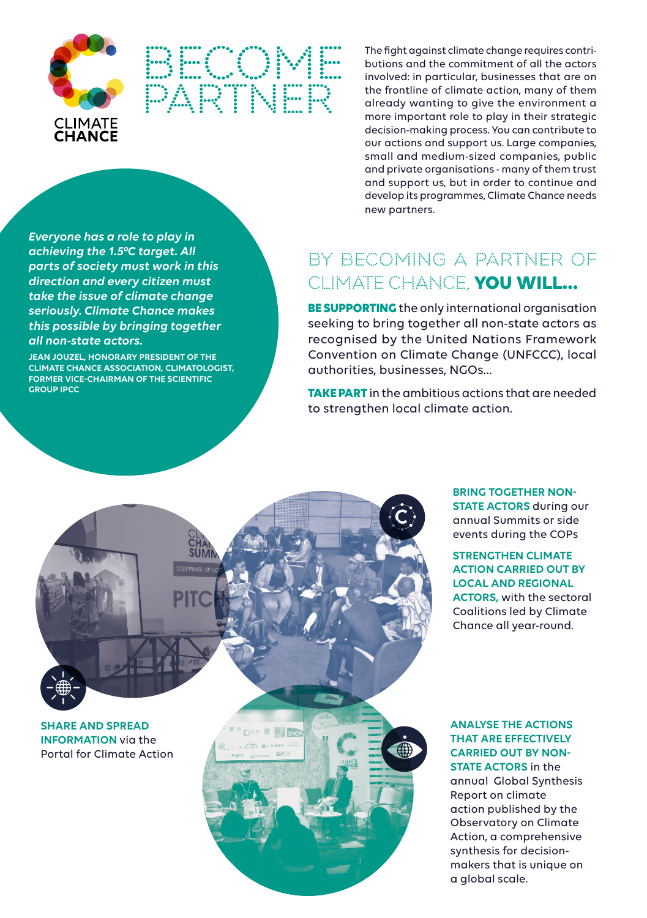CLIMATE CHANCE

# BECOME PARTNER

The fight against climate change requires contributions and the commitment of all the actors involved: in particular, businesses that are on the frontline of climate action, many of them already wanting to give the environment a more important role to play in their strategic decision-making process. You can contribute to our actions and support us. Large companies, small and medium-sized companies, public and private organisations - many of them trust and support us, but in order to continue and develop its programmes, Climate Chance needs new partners.

*Everyone has a role to play in achieving the 1.5°C target. All parts of society must work in this direction and every citizen must take the issue of climate change seriously. Climate Chance makes this possible by bringing together all non-state actors.*

JEAN JOUZEL, HONORARY PRESIDENT OF THE CLIMATE CHANCE ASSOCIATION, CLIMATOLOGIST, FORMER VICE-CHAIRMAN OF THE SCIENTIFIC GROUP IPCC

## BY BECOMING A PARTNER OF CLIMATE CHANCE, **YOU WILL...**

**BE SUPPORTING** the only international organisation seeking to bring together all non-state actors as recognised by the United Nations Framework Convention on Climate Change (UNFCCC), local authorities, businesses, NGOs...

**TAKE PART** in the ambitious actions that are needed to strengthen local climate action.

**BRING TOGETHER NON-STATE ACTORS** during our annual Summits or side events during the COPs

**STRENGTHEN CLIMATE ACTION CARRIED OUT BY LOCAL AND REGIONAL ACTORS,** with the sectoral Coalitions led by Climate Chance all year-round.

**SHARE AND SPREAD INFORMATION** via the Portal for Climate Action

**ANALYSE THE ACTIONS THAT ARE EFFECTIVELY CARRIED OUT BY NON-STATE ACTORS** in the annual Global Synthesis Report on climate action published by the Observatory on Climate Action, a comprehensive synthesis for decision-makers that is unique on a global scale.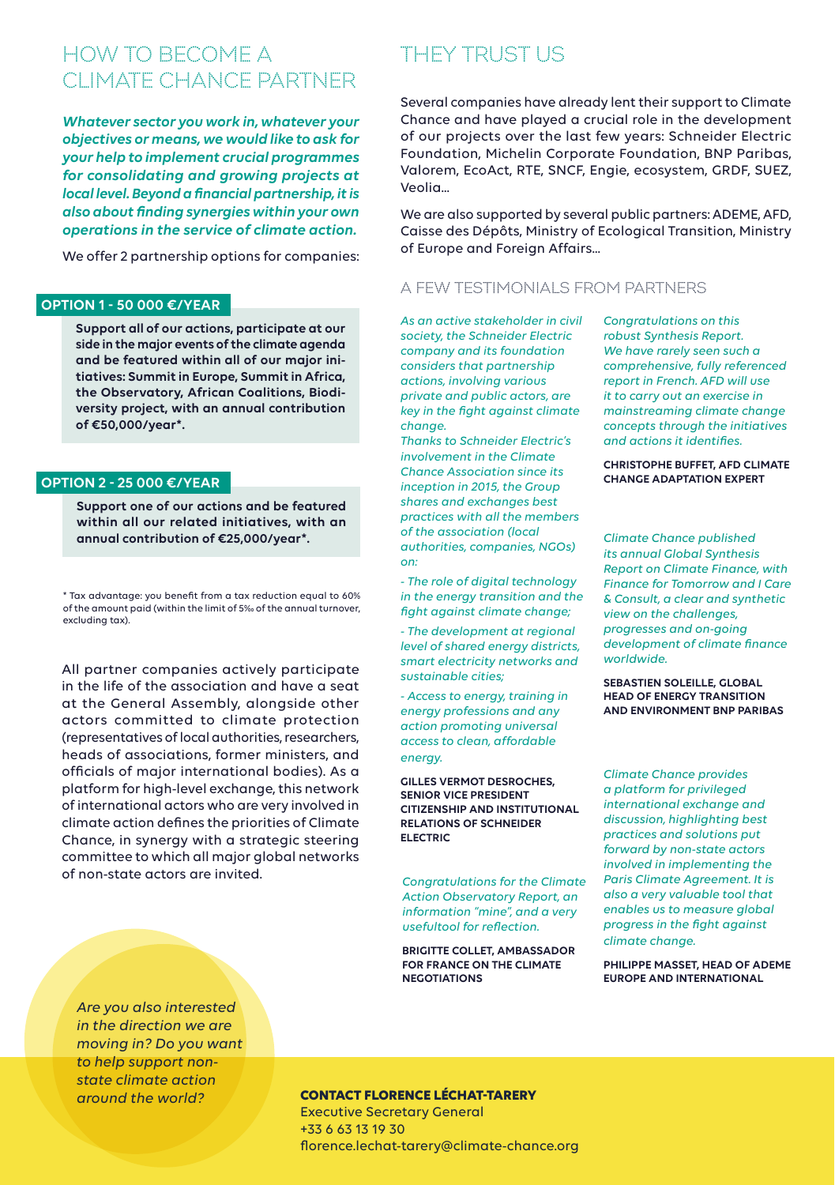# HOW TO BECOME A CLIMATE CHANCE PARTNER

***Whatever sector you work in, whatever your objectives or means, we would like to ask for your help to implement crucial programmes for consolidating and growing projects at local level. Beyond a financial partnership, it is also about finding synergies within your own operations in the service of climate action.***

We offer 2 partnership options for companies:

### OPTION 1 - 50 000 €/YEAR

**Support all of our actions, participate at our side in the major events of the climate agenda and be featured within all of our major initiatives: Summit in Europe, Summit in Africa, the Observatory, African Coalitions, Biodiversity project, with an annual contribution of €50,000/year*.**

### OPTION 2 - 25 000 €/YEAR

**Support one of our actions and be featured within all our related initiatives, with an annual contribution of €25,000/year*.**

\* Tax advantage: you benefit from a tax reduction equal to 60% of the amount paid (within the limit of 5‰ of the annual turnover, excluding tax).

All partner companies actively participate in the life of the association and have a seat at the General Assembly, alongside other actors committed to climate protection (representatives of local authorities, researchers, heads of associations, former ministers, and officials of major international bodies). As a platform for high-level exchange, this network of international actors who are very involved in climate action defines the priorities of Climate Chance, in synergy with a strategic steering committee to which all major global networks of non-state actors are invited.

*Are you also interested in the direction we are moving in? Do you want to help support non-state climate action around the world?*

**CONTACT FLORENCE LÉCHAT-TARERY**
Executive Secretary General
+33 6 63 13 19 30
florence.lechat-tarery@climate-chance.org

# THEY TRUST US

Several companies have already lent their support to Climate Chance and have played a crucial role in the development of our projects over the last few years: Schneider Electric Foundation, Michelin Corporate Foundation, BNP Paribas, Valorem, EcoAct, RTE, SNCF, Engie, ecosystem, GRDF, SUEZ, Veolia...

We are also supported by several public partners: ADEME, AFD, Caisse des Dépôts, Ministry of Ecological Transition, Ministry of Europe and Foreign Affairs...

## A FEW TESTIMONIALS FROM PARTNERS

*As an active stakeholder in civil society, the Schneider Electric company and its foundation considers that partnership actions, involving various private and public actors, are key in the fight against climate change.*
*Thanks to Schneider Electric's involvement in the Climate Chance Association since its inception in 2015, the Group shares and exchanges best practices with all the members of the association (local authorities, companies, NGOs) on:*

*- The role of digital technology in the energy transition and the fight against climate change;*

*- The development at regional level of shared energy districts, smart electricity networks and sustainable cities;*

*- Access to energy, training in energy professions and any action promoting universal access to clean, affordable energy.*

**GILLES VERMOT DESROCHES, SENIOR VICE PRESIDENT CITIZENSHIP AND INSTITUTIONAL RELATIONS OF SCHNEIDER ELECTRIC**

*Congratulations for the Climate Action Observatory Report, an information "mine", and a very usefultool for reflection.*

**BRIGITTE COLLET, AMBASSADOR FOR FRANCE ON THE CLIMATE NEGOTIATIONS**

*Congratulations on this robust Synthesis Report. We have rarely seen such a comprehensive, fully referenced report in French. AFD will use it to carry out an exercise in mainstreaming climate change concepts through the initiatives and actions it identifies.*

**CHRISTOPHE BUFFET, AFD CLIMATE CHANGE ADAPTATION EXPERT**

*Climate Chance published its annual Global Synthesis Report on Climate Finance, with Finance for Tomorrow and I Care & Consult, a clear and synthetic view on the challenges, progresses and on-going development of climate finance worldwide.*

**SEBASTIEN SOLEILLE, GLOBAL HEAD OF ENERGY TRANSITION AND ENVIRONMENT BNP PARIBAS**

*Climate Chance provides a platform for privileged international exchange and discussion, highlighting best practices and solutions put forward by non-state actors involved in implementing the Paris Climate Agreement. It is also a very valuable tool that enables us to measure global progress in the fight against climate change.*

**PHILIPPE MASSET, HEAD OF ADEME EUROPE AND INTERNATIONAL**